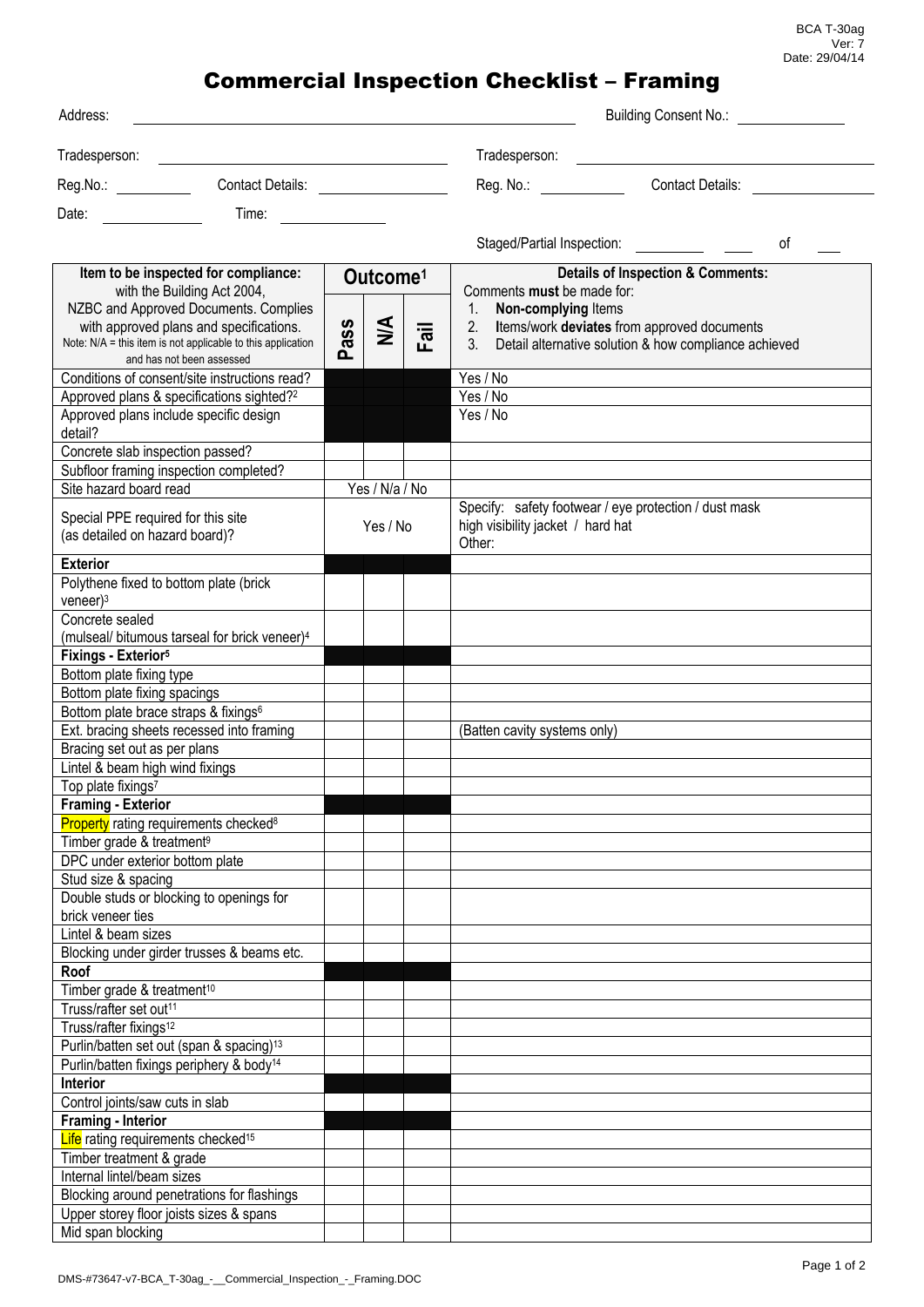BCA T-30ag
Ver: 7
Date: 29/04/14

# Commercial Inspection Checklist – Framing

Address: ______________________ Building Consent No.: __________

Tradesperson: __________________ Tradesperson: __________________

Reg.No.: ________ Contact Details: __________ Reg. No.: ________ Contact Details: __________

Date: ________ Time: ________

Staged/Partial Inspection: ________ ____ of ____

| Item to be inspected for compliance: with the Building Act 2004, NZBC and Approved Documents. Complies with approved plans and specifications. Note: N/A = this item is not applicable to this application and has not been assessed | Outcome[1] | | | Details of Inspection & Comments: Comments **must** be made for: 1. **Non-complying** Items 2. Items/work **deviates** from approved documents 3. Detail alternative solution & how compliance achieved |
|---|---|---|---|---|
| | Pass | N/A | Fail | |
| Conditions of consent/site instructions read? | | | | Yes / No |
| Approved plans & specifications sighted?[2] | | | | Yes / No |
| Approved plans include specific design detail? | | | | Yes / No |
| Concrete slab inspection passed? | | | | |
| Subfloor framing inspection completed? | | | | |
| Site hazard board read | Yes / N/a / No | | | |
| Special PPE required for this site (as detailed on hazard board)? | Yes / No | | | Specify: safety footwear / eye protection / dust mask high visibility jacket / hard hat Other: |
| **Exterior** | | | | |
| Polythene fixed to bottom plate (brick veneer)[3] | | | | |
| Concrete sealed (mulseal/ bitumous tarseal for brick veneer)[4] | | | | |
| **Fixings - Exterior[5]** | | | | |
| Bottom plate fixing type | | | | |
| Bottom plate fixing spacings | | | | |
| Bottom plate brace straps & fixings[6] | | | | |
| Ext. bracing sheets recessed into framing | | | | (Batten cavity systems only) |
| Bracing set out as per plans | | | | |
| Lintel & beam high wind fixings | | | | |
| Top plate fixings[7] | | | | |
| **Framing - Exterior** | | | | |
| Property rating requirements checked[8] | | | | |
| Timber grade & treatment[9] | | | | |
| DPC under exterior bottom plate | | | | |
| Stud size & spacing | | | | |
| Double studs or blocking to openings for brick veneer ties | | | | |
| Lintel & beam sizes | | | | |
| Blocking under girder trusses & beams etc. | | | | |
| **Roof** | | | | |
| Timber grade & treatment[10] | | | | |
| Truss/rafter set out[11] | | | | |
| Truss/rafter fixings[12] | | | | |
| Purlin/batten set out (span & spacing)[13] | | | | |
| Purlin/batten fixings periphery & body[14] | | | | |
| **Interior** | | | | |
| Control joints/saw cuts in slab | | | | |
| **Framing - Interior** | | | | |
| Life rating requirements checked[15] | | | | |
| Timber treatment & grade | | | | |
| Internal lintel/beam sizes | | | | |
| Blocking around penetrations for flashings | | | | |
| Upper storey floor joists sizes & spans | | | | |
| Mid span blocking | | | | |

DMS-#73647-v7-BCA_T-30ag_-__Commercial_Inspection_-_Framing.DOC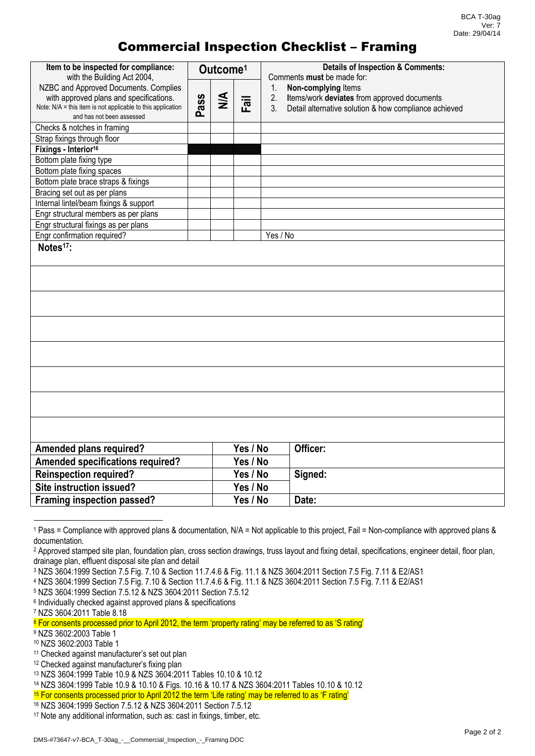BCA T-30ag
Ver: 7
Date: 29/04/14

# Commercial Inspection Checklist – Framing

| Item to be inspected for compliance: with the Building Act 2004, NZBC and Approved Documents. Complies with approved plans and specifications. Note: N/A = this item is not applicable to this application and has not been assessed | Outcome[1] | | | Details of Inspection & Comments: Comments **must** be made for: 1. **Non-complying** Items 2. Items/work **deviates** from approved documents 3. Detail alternative solution & how compliance achieved |
|---|---|---|---|---|
| | Pass | N/A | Fail | |
| Checks & notches in framing | | | | |
| Strap fixings through floor | | | | |
| **Fixings - Interior[16]** | | | | |
| Bottom plate fixing type | | | | |
| Bottom plate fixing spaces | | | | |
| Bottom plate brace straps & fixings | | | | |
| Bracing set out as per plans | | | | |
| Internal lintel/beam fixings & support | | | | |
| Engr structural members as per plans | | | | |
| Engr structural fixings as per plans | | | | |
| Engr confirmation required? | | | | Yes / No |

**Notes[17]:**

| | | |
|---|---|---|
| **Amended plans required?** | **Yes / No** | **Officer:** |
| **Amended specifications required?** | **Yes / No** | |
| **Reinspection required?** | **Yes / No** | **Signed:** |
| **Site instruction issued?** | **Yes / No** | |
| **Framing inspection passed?** | **Yes / No** | **Date:** |

[1] Pass = Compliance with approved plans & documentation, N/A = Not applicable to this project, Fail = Non-compliance with approved plans & documentation.

[2] Approved stamped site plan, foundation plan, cross section drawings, truss layout and fixing detail, specifications, engineer detail, floor plan, drainage plan, effluent disposal site plan and detail

[3] NZS 3604:1999 Section 7.5 Fig. 7.10 & Section 11.7.4.6 & Fig. 11.1 & NZS 3604:2011 Section 7.5 Fig. 7.11 & E2/AS1

[4] NZS 3604:1999 Section 7.5 Fig. 7.10 & Section 11.7.4.6 & Fig. 11.1 & NZS 3604:2011 Section 7.5 Fig. 7.11 & E2/AS1

[5] NZS 3604:1999 Section 7.5.12 & NZS 3604:2011 Section 7.5.12

[6] Individually checked against approved plans & specifications

[7] NZS 3604:2011 Table 8.18

[8] For consents processed prior to April 2012, the term 'property rating' may be referred to as 'S rating'

[9] NZS 3602:2003 Table 1

[10] NZS 3602:2003 Table 1

[11] Checked against manufacturer's set out plan

[12] Checked against manufacturer's fixing plan

[13] NZS 3604:1999 Table 10.9 & NZS 3604:2011 Tables 10.10 & 10.12

[14] NZS 3604:1999 Table 10.9 & 10.10 & Figs. 10.16 & 10.17 & NZS 3604:2011 Tables 10.10 & 10.12

[15] For consents processed prior to April 2012 the term 'Life rating' may be referred to as 'F rating'

[16] NZS 3604:1999 Section 7.5.12 & NZS 3604:2011 Section 7.5.12

[17] Note any additional information, such as: cast in fixings, timber, etc.

DMS-#73647-v7-BCA_T-30ag_-__Commercial_Inspection_-_Framing.DOC